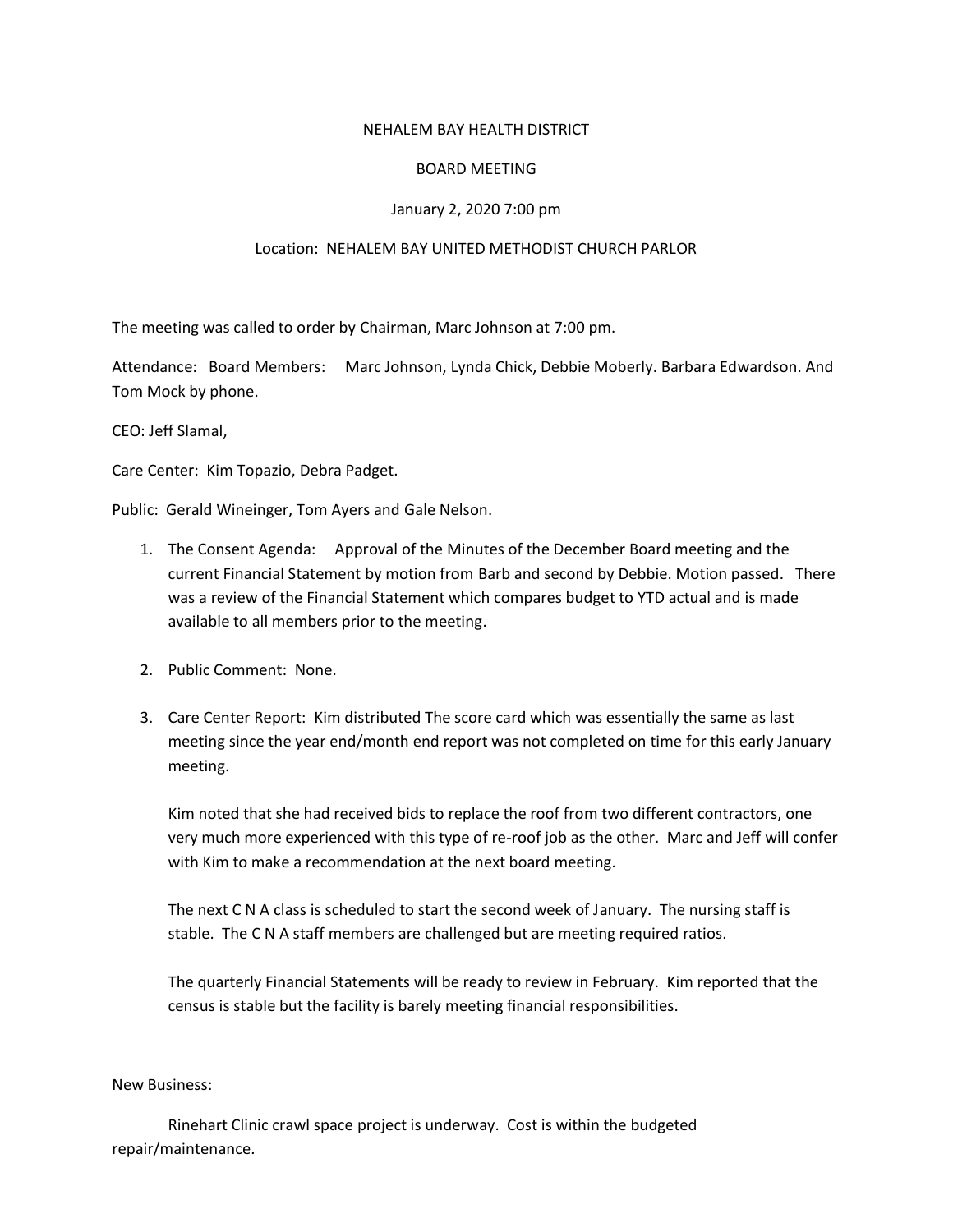NEHALEM BAY HEALTH DISTRICT

BOARD MEETING

January 2, 2020 7:00 pm

Location: NEHALEM BAY UNITED METHODIST CHURCH PARLOR

The meeting was called to order by Chairman, Marc Johnson at 7:00 pm.

Attendance: Board Members: Marc Johnson, Lynda Chick, Debbie Moberly. Barbara Edwardson. And Tom Mock by phone.

CEO: Jeff Slamal,

Care Center: Kim Topazio, Debra Padget.

Public: Gerald Wineinger, Tom Ayers and Gale Nelson.

1. The Consent Agenda: Approval of the Minutes of the December Board meeting and the current Financial Statement by motion from Barb and second by Debbie. Motion passed. There was a review of the Financial Statement which compares budget to YTD actual and is made available to all members prior to the meeting.

2. Public Comment: None.

3. Care Center Report: Kim distributed The score card which was essentially the same as last meeting since the year end/month end report was not completed on time for this early January meeting.

   Kim noted that she had received bids to replace the roof from two different contractors, one very much more experienced with this type of re-roof job as the other. Marc and Jeff will confer with Kim to make a recommendation at the next board meeting.

   The next C N A class is scheduled to start the second week of January. The nursing staff is stable. The C N A staff members are challenged but are meeting required ratios.

   The quarterly Financial Statements will be ready to review in February. Kim reported that the census is stable but the facility is barely meeting financial responsibilities.

New Business:

Rinehart Clinic crawl space project is underway. Cost is within the budgeted repair/maintenance.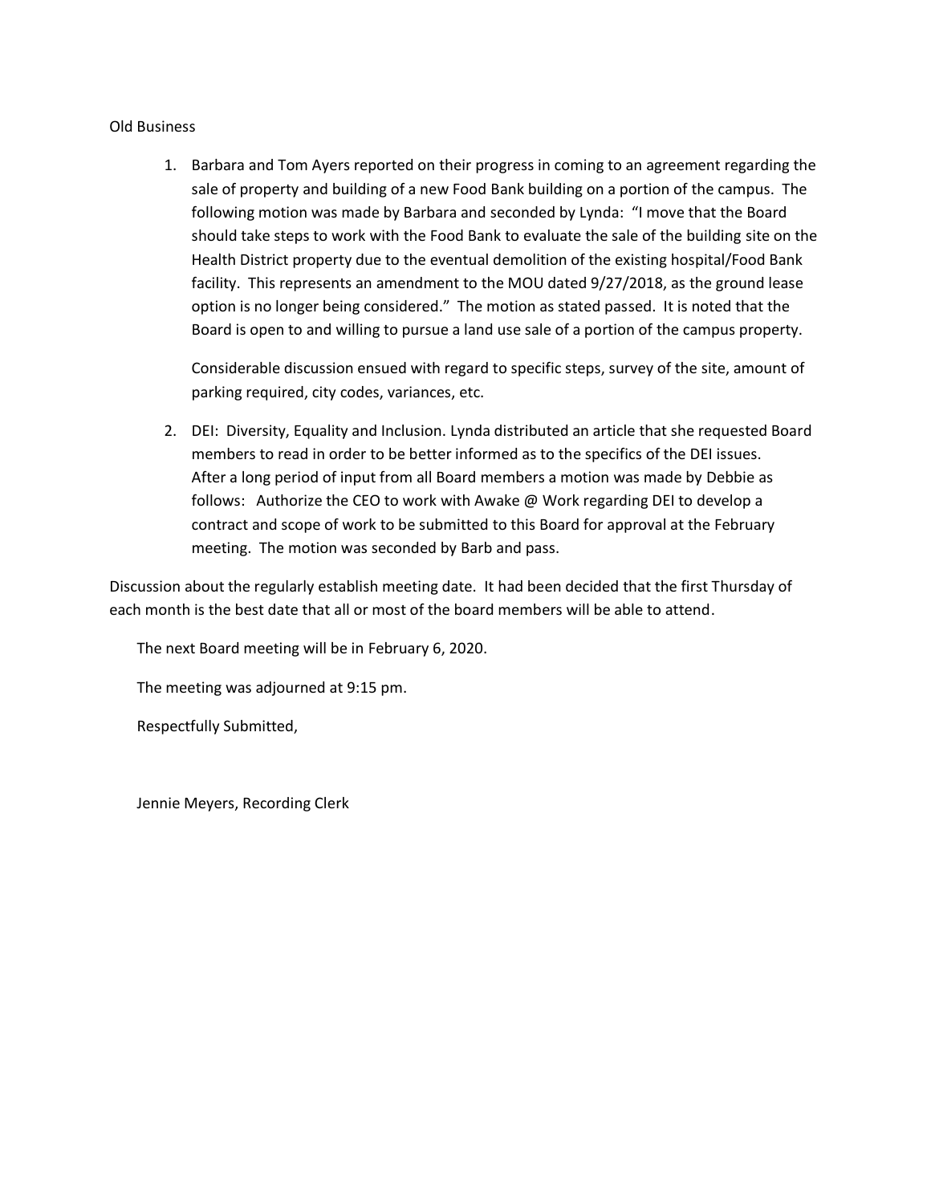Old Business

1. Barbara and Tom Ayers reported on their progress in coming to an agreement regarding the sale of property and building of a new Food Bank building on a portion of the campus. The following motion was made by Barbara and seconded by Lynda: "I move that the Board should take steps to work with the Food Bank to evaluate the sale of the building site on the Health District property due to the eventual demolition of the existing hospital/Food Bank facility. This represents an amendment to the MOU dated 9/27/2018, as the ground lease option is no longer being considered." The motion as stated passed. It is noted that the Board is open to and willing to pursue a land use sale of a portion of the campus property.

   Considerable discussion ensued with regard to specific steps, survey of the site, amount of parking required, city codes, variances, etc.

2. DEI: Diversity, Equality and Inclusion. Lynda distributed an article that she requested Board members to read in order to be better informed as to the specifics of the DEI issues. After a long period of input from all Board members a motion was made by Debbie as follows: Authorize the CEO to work with Awake @ Work regarding DEI to develop a contract and scope of work to be submitted to this Board for approval at the February meeting. The motion was seconded by Barb and pass.

Discussion about the regularly establish meeting date. It had been decided that the first Thursday of each month is the best date that all or most of the board members will be able to attend.

The next Board meeting will be in February 6, 2020.

The meeting was adjourned at 9:15 pm.

Respectfully Submitted,

Jennie Meyers, Recording Clerk